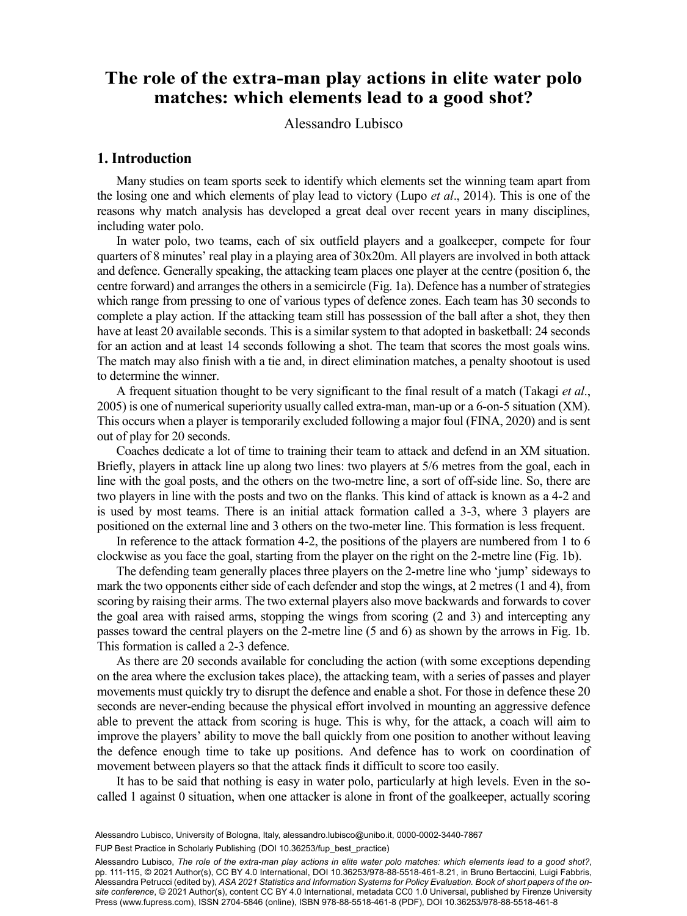# The role of the extra-man play actions in elite water polo matches: which elements lead to a good shot?

Alessandro Lubisco

## 1. Introduction

Many studies on team sports seek to identify which elements set the winning team apart from the losing one and which elements of play lead to victory (Lupo *et al*., 2014). This is one of the reasons why match analysis has developed a great deal over recent years in many disciplines, including water polo.

In water polo, two teams, each of six outfield players and a goalkeeper, compete for four quarters of 8 minutes' real play in a playing area of 30x20m. All players are involved in both attack and defence. Generally speaking, the attacking team places one player at the centre (position 6, the centre forward) and arranges the others in a semicircle (Fig. 1a). Defence has a number of strategies which range from pressing to one of various types of defence zones. Each team has 30 seconds to complete a play action. If the attacking team still has possession of the ball after a shot, they then have at least 20 available seconds. This is a similar system to that adopted in basketball: 24 seconds for an action and at least 14 seconds following a shot. The team that scores the most goals wins. The match may also finish with a tie and, in direct elimination matches, a penalty shootout is used to determine the winner.

A frequent situation thought to be very significant to the final result of a match (Takagi *et al*., 2005) is one of numerical superiority usually called extra-man, man-up or a 6-on-5 situation (XM). This occurs when a player is temporarily excluded following a major foul (FINA, 2020) and is sent out of play for 20 seconds.

Coaches dedicate a lot of time to training their team to attack and defend in an XM situation. Briefly, players in attack line up along two lines: two players at 5/6 metres from the goal, each in line with the goal posts, and the others on the two-metre line, a sort of off-side line. So, there are two players in line with the posts and two on the flanks. This kind of attack is known as a 4-2 and is used by most teams. There is an initial attack formation called a 3-3, where 3 players are positioned on the external line and 3 others on the two-meter line. This formation is less frequent.

In reference to the attack formation 4-2, the positions of the players are numbered from 1 to 6 clockwise as you face the goal, starting from the player on the right on the 2-metre line (Fig. 1b).

The defending team generally places three players on the 2-metre line who 'jump' sideways to mark the two opponents either side of each defender and stop the wings, at 2 metres (1 and 4), from scoring by raising their arms. The two external players also move backwards and forwards to cover the goal area with raised arms, stopping the wings from scoring (2 and 3) and intercepting any passes toward the central players on the 2-metre line (5 and 6) as shown by the arrows in Fig. 1b. This formation is called a 2-3 defence.

As there are 20 seconds available for concluding the action (with some exceptions depending on the area where the exclusion takes place), the attacking team, with a series of passes and player movements must quickly try to disrupt the defence and enable a shot. For those in defence these 20 seconds are never-ending because the physical effort involved in mounting an aggressive defence able to prevent the attack from scoring is huge. This is why, for the attack, a coach will aim to improve the players' ability to move the ball quickly from one position to another without leaving the defence enough time to take up positions. And defence has to work on coordination of movement between players so that the attack finds it difficult to score too easily.

It has to be said that nothing is easy in water polo, particularly at high levels. Even in the so-called 1 against 0 situation, when one attacker is alone in front of the goalkeeper, actually scoring

Alessandro Lubisco, University of Bologna, Italy, alessandro.lubisco@unibo.it, 0000-0002-3440-7867

FUP Best Practice in Scholarly Publishing (DOI 10.36253/fup_best_practice)

Alessandro Lubisco, *The role of the extra-man play actions in elite water polo matches: which elements lead to a good shot?*, pp. 111-115, © 2021 Author(s), CC BY 4.0 International, DOI 10.36253/978-88-5518-461-8.21, in Bruno Bertaccini, Luigi Fabbris, Alessandra Petrucci (edited by), *ASA 2021 Statistics and Information Systems for Policy Evaluation. Book of short papers of the on-site conference*, © 2021 Author(s), content CC BY 4.0 International, metadata CC0 1.0 Universal, published by Firenze University Press (www.fupress.com), ISSN 2704-5846 (online), ISBN 978-88-5518-461-8 (PDF), DOI 10.36253/978-88-5518-461-8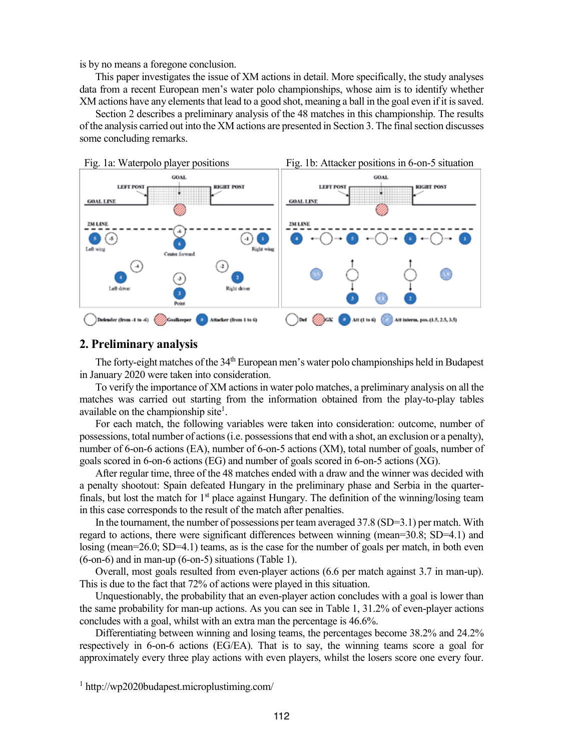is by no means a foregone conclusion.

This paper investigates the issue of XM actions in detail. More specifically, the study analyses data from a recent European men's water polo championships, whose aim is to identify whether XM actions have any elements that lead to a good shot, meaning a ball in the goal even if it is saved.

Section 2 describes a preliminary analysis of the 48 matches in this championship. The results of the analysis carried out into the XM actions are presented in Section 3. The final section discusses some concluding remarks.

Fig. 1a: Waterpolo player positions

Fig. 1b: Attacker positions in 6-on-5 situation

## 2. Preliminary analysis

The forty-eight matches of the 34th European men's water polo championships held in Budapest in January 2020 were taken into consideration.

To verify the importance of XM actions in water polo matches, a preliminary analysis on all the matches was carried out starting from the information obtained from the play-to-play tables available on the championship site[1].

For each match, the following variables were taken into consideration: outcome, number of possessions, total number of actions (i.e. possessions that end with a shot, an exclusion or a penalty), number of 6-on-6 actions (EA), number of 6-on-5 actions (XM), total number of goals, number of goals scored in 6-on-6 actions (EG) and number of goals scored in 6-on-5 actions (XG).

After regular time, three of the 48 matches ended with a draw and the winner was decided with a penalty shootout: Spain defeated Hungary in the preliminary phase and Serbia in the quarter-finals, but lost the match for 1st place against Hungary. The definition of the winning/losing team in this case corresponds to the result of the match after penalties.

In the tournament, the number of possessions per team averaged 37.8 (SD=3.1) per match. With regard to actions, there were significant differences between winning (mean=30.8; SD=4.1) and losing (mean=26.0; SD=4.1) teams, as is the case for the number of goals per match, in both even (6-on-6) and in man-up (6-on-5) situations (Table 1).

Overall, most goals resulted from even-player actions (6.6 per match against 3.7 in man-up). This is due to the fact that 72% of actions were played in this situation.

Unquestionably, the probability that an even-player action concludes with a goal is lower than the same probability for man-up actions. As you can see in Table 1, 31.2% of even-player actions concludes with a goal, whilst with an extra man the percentage is 46.6%.

Differentiating between winning and losing teams, the percentages become 38.2% and 24.2% respectively in 6-on-6 actions (EG/EA). That is to say, the winning teams score a goal for approximately every three play actions with even players, whilst the losers score one every four.

[1] http://wp2020budapest.microplustiming.com/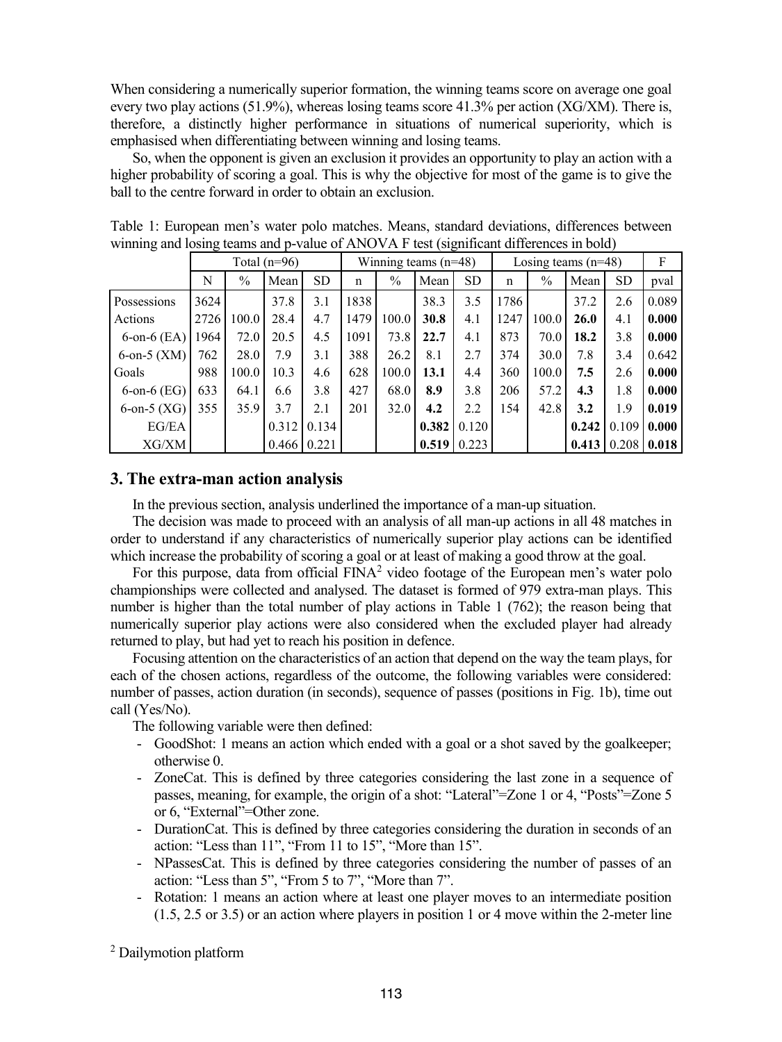When considering a numerically superior formation, the winning teams score on average one goal every two play actions (51.9%), whereas losing teams score 41.3% per action (XG/XM). There is, therefore, a distinctly higher performance in situations of numerical superiority, which is emphasised when differentiating between winning and losing teams.

So, when the opponent is given an exclusion it provides an opportunity to play an action with a higher probability of scoring a goal. This is why the objective for most of the game is to give the ball to the centre forward in order to obtain an exclusion.

Table 1: European men's water polo matches. Means, standard deviations, differences between winning and losing teams and p-value of ANOVA F test (significant differences in bold)

| | Total (n=96) | | | | Winning teams (n=48) | | | | Losing teams (n=48) | | | | F |
|---|---|---|---|---|---|---|---|---|---|---|---|---|---|
| | N | % | Mean | SD | n | % | Mean | SD | n | % | Mean | SD | pval |
| Possessions | 3624 | | 37.8 | 3.1 | 1838 | | 38.3 | 3.5 | 1786 | | 37.2 | 2.6 | 0.089 |
| Actions | 2726 | 100.0 | 28.4 | 4.7 | 1479 | 100.0 | **30.8** | 4.1 | 1247 | 100.0 | **26.0** | 4.1 | **0.000** |
| 6-on-6 (EA) | 1964 | 72.0 | 20.5 | 4.5 | 1091 | 73.8 | **22.7** | 4.1 | 873 | 70.0 | **18.2** | 3.8 | **0.000** |
| 6-on-5 (XM) | 762 | 28.0 | 7.9 | 3.1 | 388 | 26.2 | 8.1 | 2.7 | 374 | 30.0 | 7.8 | 3.4 | 0.642 |
| Goals | 988 | 100.0 | 10.3 | 4.6 | 628 | 100.0 | **13.1** | 4.4 | 360 | 100.0 | **7.5** | 2.6 | **0.000** |
| 6-on-6 (EG) | 633 | 64.1 | 6.6 | 3.8 | 427 | 68.0 | **8.9** | 3.8 | 206 | 57.2 | **4.3** | 1.8 | **0.000** |
| 6-on-5 (XG) | 355 | 35.9 | 3.7 | 2.1 | 201 | 32.0 | **4.2** | 2.2 | 154 | 42.8 | **3.2** | 1.9 | **0.019** |
| EG/EA | | | 0.312 | 0.134 | | | **0.382** | 0.120 | | | **0.242** | 0.109 | **0.000** |
| XG/XM | | | 0.466 | 0.221 | | | **0.519** | 0.223 | | | **0.413** | 0.208 | **0.018** |

## 3. The extra-man action analysis

In the previous section, analysis underlined the importance of a man-up situation.

The decision was made to proceed with an analysis of all man-up actions in all 48 matches in order to understand if any characteristics of numerically superior play actions can be identified which increase the probability of scoring a goal or at least of making a good throw at the goal.

For this purpose, data from official FINA[2] video footage of the European men's water polo championships were collected and analysed. The dataset is formed of 979 extra-man plays. This number is higher than the total number of play actions in Table 1 (762); the reason being that numerically superior play actions were also considered when the excluded player had already returned to play, but had yet to reach his position in defence.

Focusing attention on the characteristics of an action that depend on the way the team plays, for each of the chosen actions, regardless of the outcome, the following variables were considered: number of passes, action duration (in seconds), sequence of passes (positions in Fig. 1b), time out call (Yes/No).

The following variable were then defined:

- GoodShot: 1 means an action which ended with a goal or a shot saved by the goalkeeper; otherwise 0.
- ZoneCat. This is defined by three categories considering the last zone in a sequence of passes, meaning, for example, the origin of a shot: "Lateral"=Zone 1 or 4, "Posts"=Zone 5 or 6, "External"=Other zone.
- DurationCat. This is defined by three categories considering the duration in seconds of an action: "Less than 11", "From 11 to 15", "More than 15".
- NPassesCat. This is defined by three categories considering the number of passes of an action: "Less than 5", "From 5 to 7", "More than 7".
- Rotation: 1 means an action where at least one player moves to an intermediate position (1.5, 2.5 or 3.5) or an action where players in position 1 or 4 move within the 2-meter line

[2] Dailymotion platform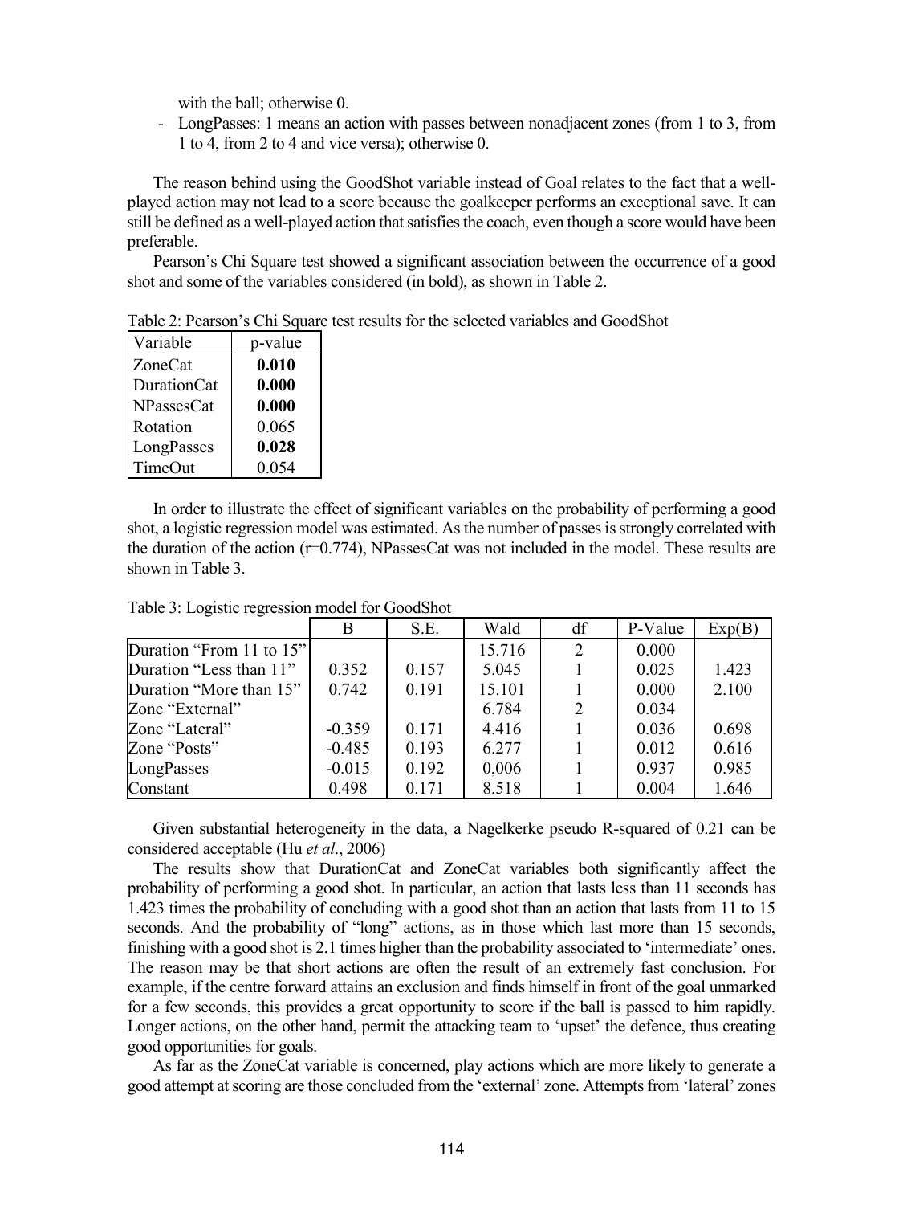with the ball; otherwise 0.

- LongPasses: 1 means an action with passes between nonadjacent zones (from 1 to 3, from 1 to 4, from 2 to 4 and vice versa); otherwise 0.

The reason behind using the GoodShot variable instead of Goal relates to the fact that a well-played action may not lead to a score because the goalkeeper performs an exceptional save. It can still be defined as a well-played action that satisfies the coach, even though a score would have been preferable.

Pearson's Chi Square test showed a significant association between the occurrence of a good shot and some of the variables considered (in bold), as shown in Table 2.

Table 2: Pearson's Chi Square test results for the selected variables and GoodShot

| Variable | p-value |
|---|---|
| ZoneCat | **0.010** |
| DurationCat | **0.000** |
| NPassesCat | **0.000** |
| Rotation | 0.065 |
| LongPasses | **0.028** |
| TimeOut | 0.054 |

In order to illustrate the effect of significant variables on the probability of performing a good shot, a logistic regression model was estimated. As the number of passes is strongly correlated with the duration of the action (r=0.774), NPassesCat was not included in the model. These results are shown in Table 3.

Table 3: Logistic regression model for GoodShot

| | B | S.E. | Wald | df | P-Value | Exp(B) |
|---|---|---|---|---|---|---|
| Duration "From 11 to 15" | | | 15.716 | 2 | 0.000 | |
| Duration "Less than 11" | 0.352 | 0.157 | 5.045 | 1 | 0.025 | 1.423 |
| Duration "More than 15" | 0.742 | 0.191 | 15.101 | 1 | 0.000 | 2.100 |
| Zone "External" | | | 6.784 | 2 | 0.034 | |
| Zone "Lateral" | -0.359 | 0.171 | 4.416 | 1 | 0.036 | 0.698 |
| Zone "Posts" | -0.485 | 0.193 | 6.277 | 1 | 0.012 | 0.616 |
| LongPasses | -0.015 | 0.192 | 0,006 | 1 | 0.937 | 0.985 |
| Constant | 0.498 | 0.171 | 8.518 | 1 | 0.004 | 1.646 |

Given substantial heterogeneity in the data, a Nagelkerke pseudo R-squared of 0.21 can be considered acceptable (Hu *et al*., 2006)

The results show that DurationCat and ZoneCat variables both significantly affect the probability of performing a good shot. In particular, an action that lasts less than 11 seconds has 1.423 times the probability of concluding with a good shot than an action that lasts from 11 to 15 seconds. And the probability of "long" actions, as in those which last more than 15 seconds, finishing with a good shot is 2.1 times higher than the probability associated to 'intermediate' ones. The reason may be that short actions are often the result of an extremely fast conclusion. For example, if the centre forward attains an exclusion and finds himself in front of the goal unmarked for a few seconds, this provides a great opportunity to score if the ball is passed to him rapidly. Longer actions, on the other hand, permit the attacking team to 'upset' the defence, thus creating good opportunities for goals.

As far as the ZoneCat variable is concerned, play actions which are more likely to generate a good attempt at scoring are those concluded from the 'external' zone. Attempts from 'lateral' zones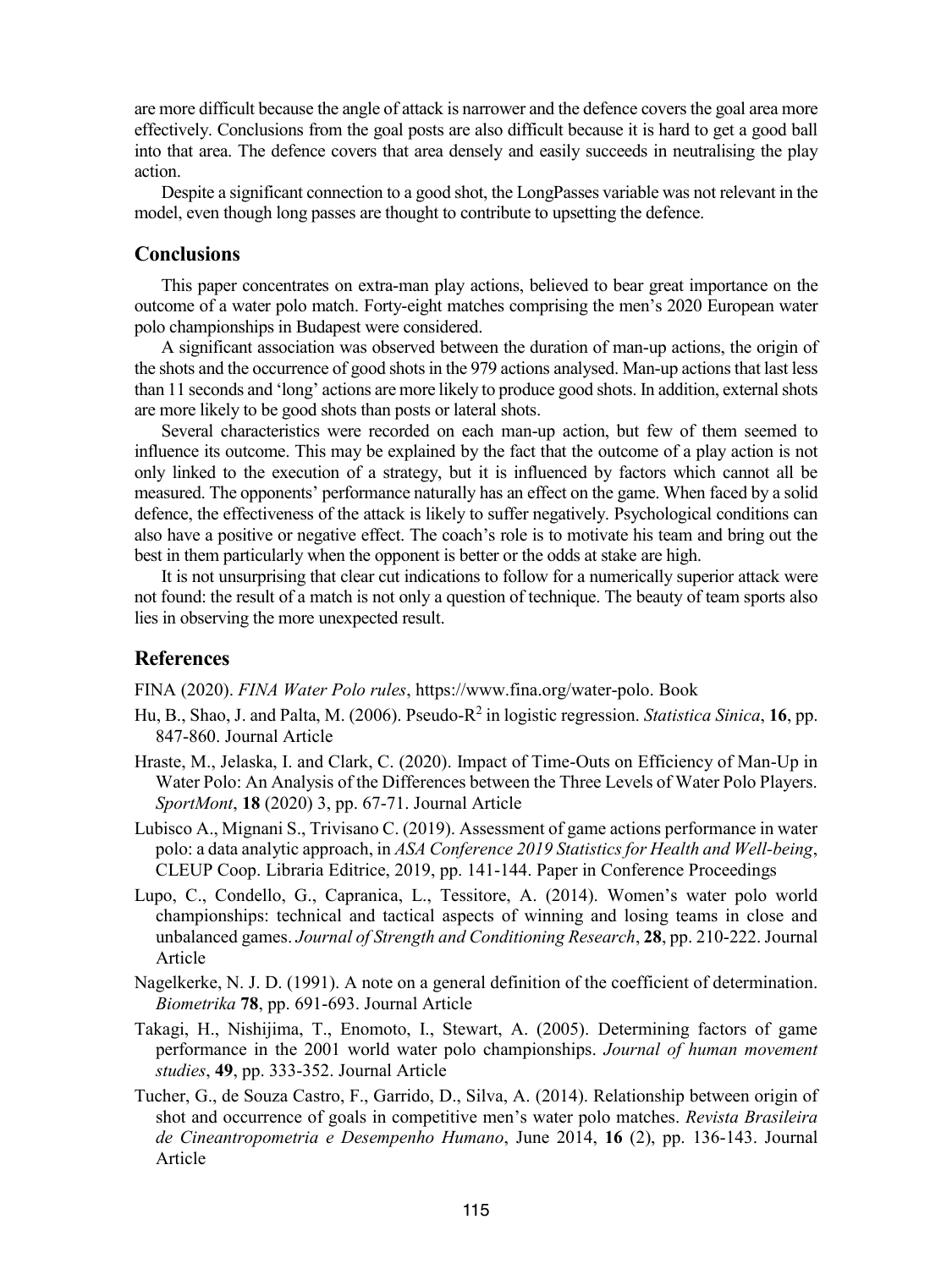are more difficult because the angle of attack is narrower and the defence covers the goal area more effectively. Conclusions from the goal posts are also difficult because it is hard to get a good ball into that area. The defence covers that area densely and easily succeeds in neutralising the play action.

Despite a significant connection to a good shot, the LongPasses variable was not relevant in the model, even though long passes are thought to contribute to upsetting the defence.

## Conclusions

This paper concentrates on extra-man play actions, believed to bear great importance on the outcome of a water polo match. Forty-eight matches comprising the men's 2020 European water polo championships in Budapest were considered.

A significant association was observed between the duration of man-up actions, the origin of the shots and the occurrence of good shots in the 979 actions analysed. Man-up actions that last less than 11 seconds and 'long' actions are more likely to produce good shots. In addition, external shots are more likely to be good shots than posts or lateral shots.

Several characteristics were recorded on each man-up action, but few of them seemed to influence its outcome. This may be explained by the fact that the outcome of a play action is not only linked to the execution of a strategy, but it is influenced by factors which cannot all be measured. The opponents' performance naturally has an effect on the game. When faced by a solid defence, the effectiveness of the attack is likely to suffer negatively. Psychological conditions can also have a positive or negative effect. The coach's role is to motivate his team and bring out the best in them particularly when the opponent is better or the odds at stake are high.

It is not unsurprising that clear cut indications to follow for a numerically superior attack were not found: the result of a match is not only a question of technique. The beauty of team sports also lies in observing the more unexpected result.

## References

FINA (2020). *FINA Water Polo rules*, https://www.fina.org/water-polo. Book

Hu, B., Shao, J. and Palta, M. (2006). Pseudo-$R^2$ in logistic regression. *Statistica Sinica*, **16**, pp. 847-860. Journal Article

Hraste, M., Jelaska, I. and Clark, C. (2020). Impact of Time-Outs on Efficiency of Man-Up in Water Polo: An Analysis of the Differences between the Three Levels of Water Polo Players. *SportMont*, **18** (2020) 3, pp. 67-71. Journal Article

Lubisco A., Mignani S., Trivisano C. (2019). Assessment of game actions performance in water polo: a data analytic approach, in *ASA Conference 2019 Statistics for Health and Well-being*, CLEUP Coop. Libraria Editrice, 2019, pp. 141-144. Paper in Conference Proceedings

Lupo, C., Condello, G., Capranica, L., Tessitore, A. (2014). Women's water polo world championships: technical and tactical aspects of winning and losing teams in close and unbalanced games. *Journal of Strength and Conditioning Research*, **28**, pp. 210-222. Journal Article

Nagelkerke, N. J. D. (1991). A note on a general definition of the coefficient of determination. *Biometrika* **78**, pp. 691-693. Journal Article

Takagi, H., Nishijima, T., Enomoto, I., Stewart, A. (2005). Determining factors of game performance in the 2001 world water polo championships. *Journal of human movement studies*, **49**, pp. 333-352. Journal Article

Tucher, G., de Souza Castro, F., Garrido, D., Silva, A. (2014). Relationship between origin of shot and occurrence of goals in competitive men's water polo matches. *Revista Brasileira de Cineantropometria e Desempenho Humano*, June 2014, **16** (2), pp. 136-143. Journal Article